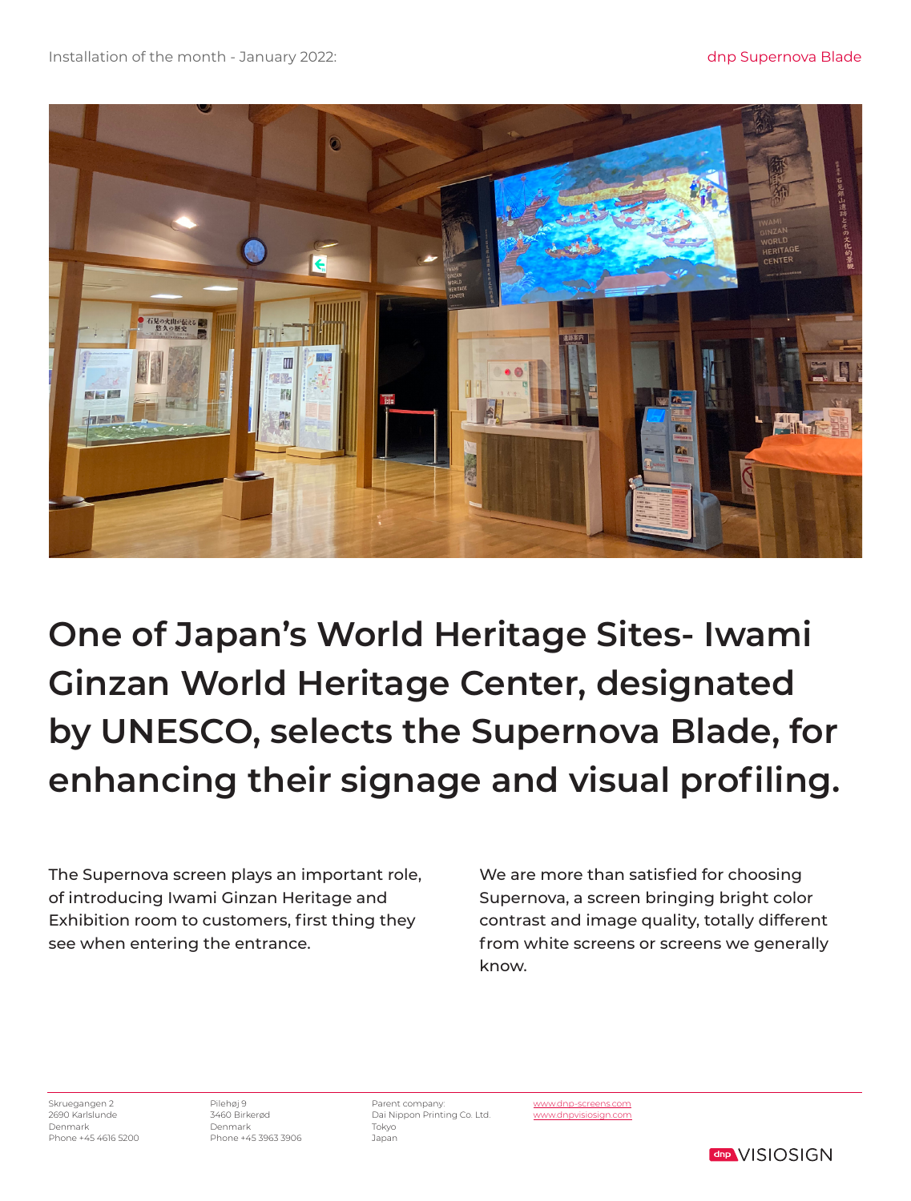Installation of the month - January 2022:

dnp Supernova Blade

# One of Japan's World Heritage Sites- Iwami Ginzan World Heritage Center, designated by UNESCO, selects the Supernova Blade, for enhancing their signage and visual profiling.

The Supernova screen plays an important role, of introducing Iwami Ginzan Heritage and Exhibition room to customers, first thing they see when entering the entrance.

We are more than satisfied for choosing Supernova, a screen bringing bright color contrast and image quality, totally different from white screens or screens we generally know.

Skruegangen 2
2690 Karlslunde
Denmark
Phone +45 4616 5200

Pilehøj 9
3460 Birkerød
Denmark
Phone +45 3963 3906

Parent company:
Dai Nippon Printing Co. Ltd.
Tokyo
Japan

www.dnp-screens.com
www.dnpvisiosign.com

dnp VISIOSIGN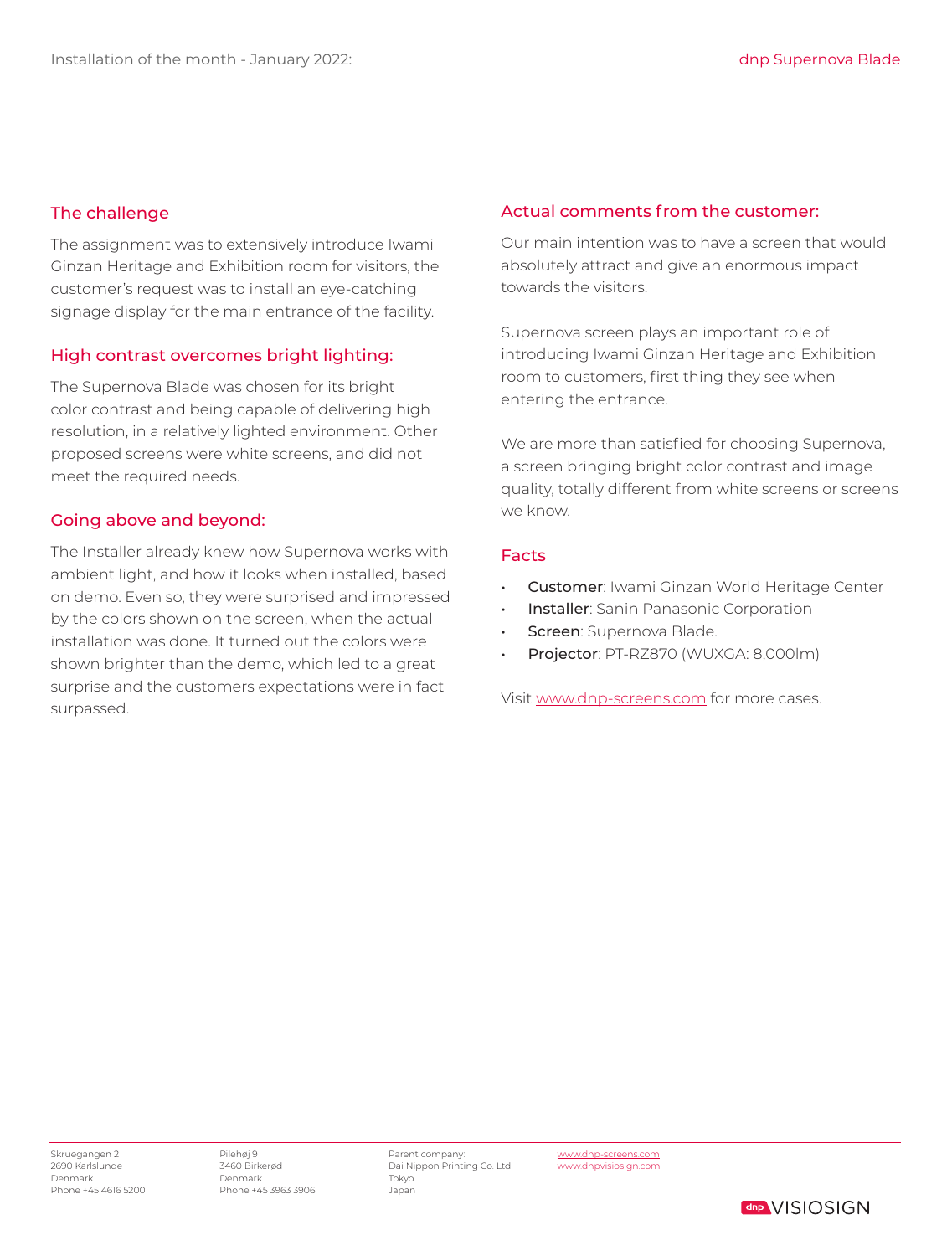## The challenge

The assignment was to extensively introduce Iwami Ginzan Heritage and Exhibition room for visitors, the customer's request was to install an eye-catching signage display for the main entrance of the facility.

## High contrast overcomes bright lighting:

The Supernova Blade was chosen for its bright color contrast and being capable of delivering high resolution, in a relatively lighted environment. Other proposed screens were white screens, and did not meet the required needs.

## Going above and beyond:

The Installer already knew how Supernova works with ambient light, and how it looks when installed, based on demo. Even so, they were surprised and impressed by the colors shown on the screen, when the actual installation was done. It turned out the colors were shown brighter than the demo, which led to a great surprise and the customers expectations were in fact surpassed.

## Actual comments from the customer:

Our main intention was to have a screen that would absolutely attract and give an enormous impact towards the visitors.

Supernova screen plays an important role of introducing Iwami Ginzan Heritage and Exhibition room to customers, first thing they see when entering the entrance.

We are more than satisfied for choosing Supernova, a screen bringing bright color contrast and image quality, totally different from white screens or screens we know.

## Facts

- **Customer**: Iwami Ginzan World Heritage Center
- **Installer**: Sanin Panasonic Corporation
- **Screen**: Supernova Blade.
- **Projector**: PT-RZ870 (WUXGA: 8,000lm)

Visit www.dnp-screens.com for more cases.

Skruegangen 2
2690 Karlslunde
Denmark
Phone +45 4616 5200

Pilehøj 9
3460 Birkerød
Denmark
Phone +45 3963 3906

Parent company:
Dai Nippon Printing Co. Ltd.
Tokyo
Japan

www.dnp-screens.com
www.dnpvisiosign.com

dnp VISIOSIGN